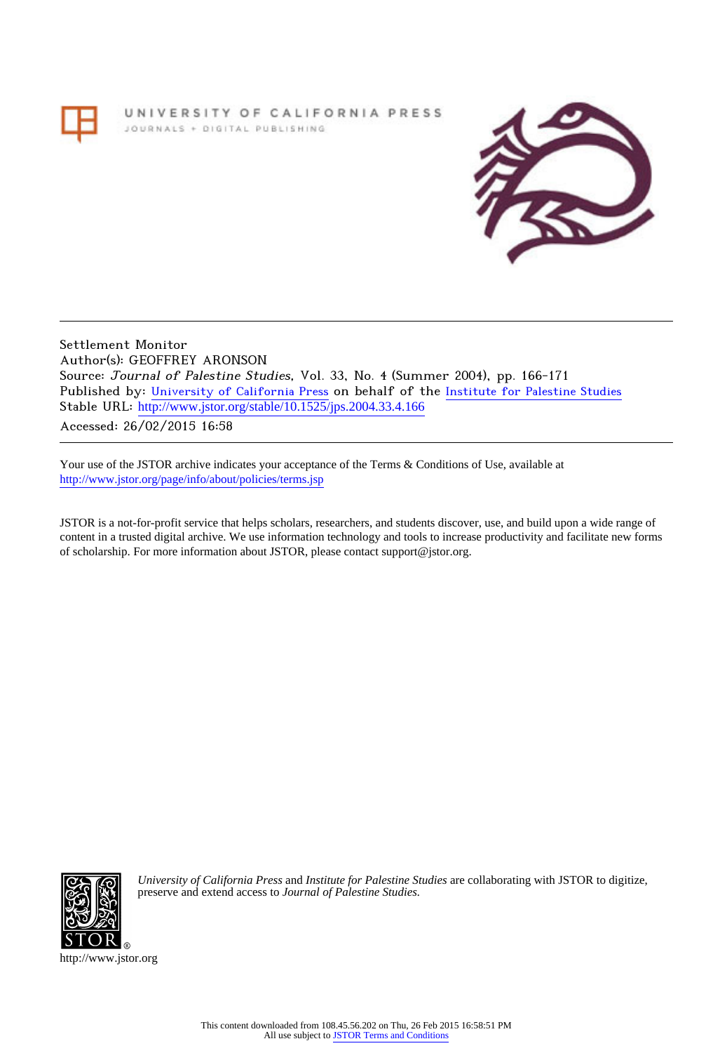UNIVERSITY OF CALIFORNIA PRESS
JOURNALS + DIGITAL PUBLISHING

Settlement Monitor
Author(s): GEOFFREY ARONSON
Source: *Journal of Palestine Studies*, Vol. 33, No. 4 (Summer 2004), pp. 166-171
Published by: University of California Press on behalf of the Institute for Palestine Studies
Stable URL: http://www.jstor.org/stable/10.1525/jps.2004.33.4.166
Accessed: 26/02/2015 16:58

Your use of the JSTOR archive indicates your acceptance of the Terms & Conditions of Use, available at
http://www.jstor.org/page/info/about/policies/terms.jsp

JSTOR is a not-for-profit service that helps scholars, researchers, and students discover, use, and build upon a wide range of content in a trusted digital archive. We use information technology and tools to increase productivity and facilitate new forms of scholarship. For more information about JSTOR, please contact support@jstor.org.

*University of California Press* and *Institute for Palestine Studies* are collaborating with JSTOR to digitize, preserve and extend access to *Journal of Palestine Studies.*

http://www.jstor.org

This content downloaded from 108.45.56.202 on Thu, 26 Feb 2015 16:58:51 PM
All use subject to JSTOR Terms and Conditions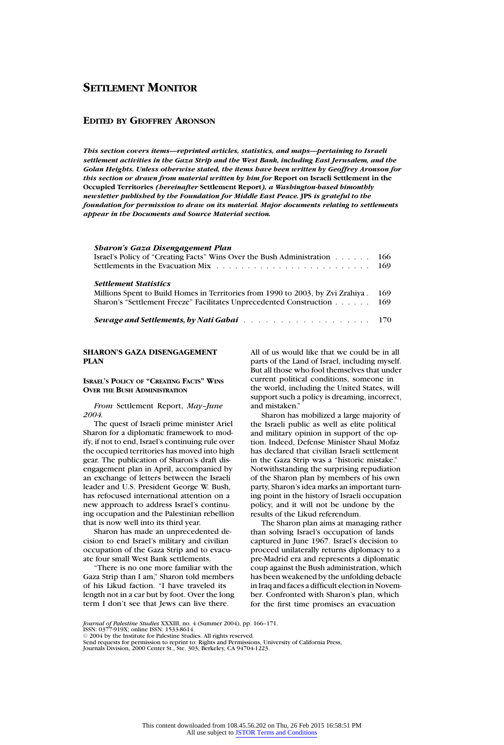# SETTLEMENT MONITOR

## EDITED BY GEOFFREY ARONSON

***This section covers items—reprinted articles, statistics, and maps—pertaining to Israeli settlement activities in the Gaza Strip and the West Bank, including East Jerusalem, and the Golan Heights. Unless otherwise stated, the items have been written by Geoffrey Aronson for this section or drawn from material written by him for* Report on Israeli Settlement in the Occupied Territories *(hereinafter* Settlement Report*), a Washington-based bimonthly newsletter published by the Foundation for Middle East Peace.* JPS *is grateful to the foundation for permission to draw on its material. Major documents relating to settlements appear in the Documents and Source Material section.***

***Sharon's Gaza Disengagement Plan***

Israel's Policy of "Creating Facts" Wins Over the Bush Administration . . . . . . 166
Settlements in the Evacuation Mix . . . . . . . . . . . . . . . . . . . . . . . . 169

***Settlement Statistics***

Millions Spent to Build Homes in Territories from 1990 to 2003, by Zvi Zrahiya . 169
Sharon's "Settlement Freeze" Facilitates Unprecedented Construction . . . . . . 169

***Sewage and Settlements, by Nati Gabai*** . . . . . . . . . . . . . . . . . . 170

### SHARON'S GAZA DISENGAGEMENT PLAN

#### ISRAEL'S POLICY OF "CREATING FACTS" WINS OVER THE BUSH ADMINISTRATION

*From* Settlement Report, *May–June 2004.*

The quest of Israeli prime minister Ariel Sharon for a diplomatic framework to modify, if not to end, Israel's continuing rule over the occupied territories has moved into high gear. The publication of Sharon's draft disengagement plan in April, accompanied by an exchange of letters between the Israeli leader and U.S. President George W. Bush, has refocused international attention on a new approach to address Israel's continuing occupation and the Palestinian rebellion that is now well into its third year.

Sharon has made an unprecedented decision to end Israel's military and civilian occupation of the Gaza Strip and to evacuate four small West Bank settlements.

"There is no one more familiar with the Gaza Strip than I am," Sharon told members of his Likud faction. "I have traveled its length not in a car but by foot. Over the long term I don't see that Jews can live there. All of us would like that we could be in all parts of the Land of Israel, including myself. But all those who fool themselves that under current political conditions, someone in the world, including the United States, will support such a policy is dreaming, incorrect, and mistaken."

Sharon has mobilized a large majority of the Israeli public as well as elite political and military opinion in support of the option. Indeed, Defense Minister Shaul Mofaz has declared that civilian Israeli settlement in the Gaza Strip was a "historic mistake." Notwithstanding the surprising repudiation of the Sharon plan by members of his own party, Sharon's idea marks an important turning point in the history of Israeli occupation policy, and it will not be undone by the results of the Likud referendum.

The Sharon plan aims at managing rather than solving Israel's occupation of lands captured in June 1967. Israel's decision to proceed unilaterally returns diplomacy to a pre-Madrid era and represents a diplomatic coup against the Bush administration, which has been weakened by the unfolding debacle in Iraq and faces a difficult election in November. Confronted with Sharon's plan, which for the first time promises an evacuation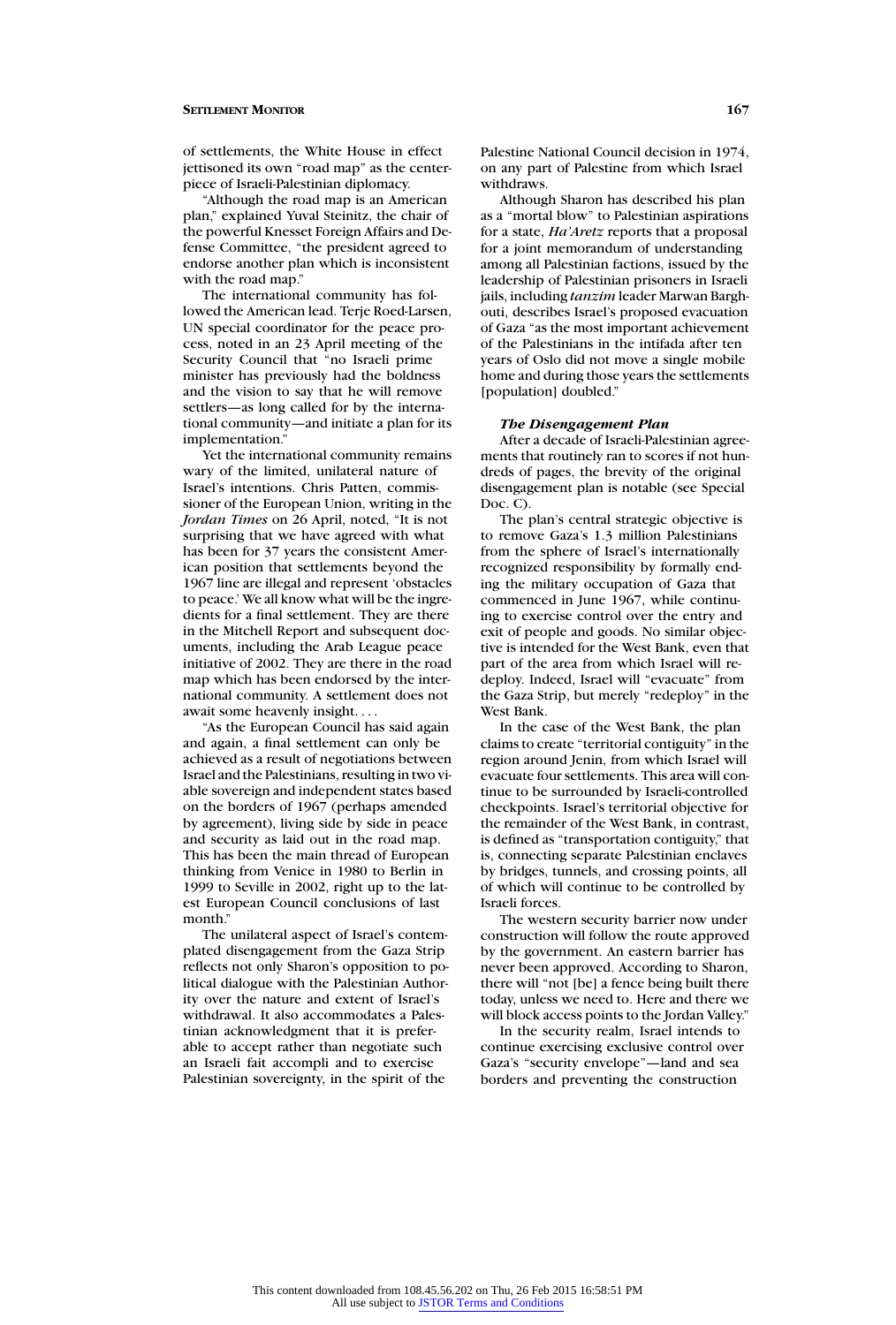of settlements, the White House in effect jettisoned its own "road map" as the centerpiece of Israeli-Palestinian diplomacy.

"Although the road map is an American plan," explained Yuval Steinitz, the chair of the powerful Knesset Foreign Affairs and Defense Committee, "the president agreed to endorse another plan which is inconsistent with the road map."

The international community has followed the American lead. Terje Roed-Larsen, UN special coordinator for the peace process, noted in an 23 April meeting of the Security Council that "no Israeli prime minister has previously had the boldness and the vision to say that he will remove settlers—as long called for by the international community—and initiate a plan for its implementation."

Yet the international community remains wary of the limited, unilateral nature of Israel's intentions. Chris Patten, commissioner of the European Union, writing in the *Jordan Times* on 26 April, noted, "It is not surprising that we have agreed with what has been for 37 years the consistent American position that settlements beyond the 1967 line are illegal and represent 'obstacles to peace.' We all know what will be the ingredients for a final settlement. They are there in the Mitchell Report and subsequent documents, including the Arab League peace initiative of 2002. They are there in the road map which has been endorsed by the international community. A settlement does not await some heavenly insight. . . .

"As the European Council has said again and again, a final settlement can only be achieved as a result of negotiations between Israel and the Palestinians, resulting in two viable sovereign and independent states based on the borders of 1967 (perhaps amended by agreement), living side by side in peace and security as laid out in the road map. This has been the main thread of European thinking from Venice in 1980 to Berlin in 1999 to Seville in 2002, right up to the latest European Council conclusions of last month."

The unilateral aspect of Israel's contemplated disengagement from the Gaza Strip reflects not only Sharon's opposition to political dialogue with the Palestinian Authority over the nature and extent of Israel's withdrawal. It also accommodates a Palestinian acknowledgment that it is preferable to accept rather than negotiate such an Israeli fait accompli and to exercise Palestinian sovereignty, in the spirit of the Palestine National Council decision in 1974, on any part of Palestine from which Israel withdraws.

Although Sharon has described his plan as a "mortal blow" to Palestinian aspirations for a state, *Ha'Aretz* reports that a proposal for a joint memorandum of understanding among all Palestinian factions, issued by the leadership of Palestinian prisoners in Israeli jails, including *tanzim* leader Marwan Barghouti, describes Israel's proposed evacuation of Gaza "as the most important achievement of the Palestinians in the intifada after ten years of Oslo did not move a single mobile home and during those years the settlements [population] doubled."

### *The Disengagement Plan*

After a decade of Israeli-Palestinian agreements that routinely ran to scores if not hundreds of pages, the brevity of the original disengagement plan is notable (see Special Doc. C).

The plan's central strategic objective is to remove Gaza's 1.3 million Palestinians from the sphere of Israel's internationally recognized responsibility by formally ending the military occupation of Gaza that commenced in June 1967, while continuing to exercise control over the entry and exit of people and goods. No similar objective is intended for the West Bank, even that part of the area from which Israel will redeploy. Indeed, Israel will "evacuate" from the Gaza Strip, but merely "redeploy" in the West Bank.

In the case of the West Bank, the plan claims to create "territorial contiguity" in the region around Jenin, from which Israel will evacuate four settlements. This area will continue to be surrounded by Israeli-controlled checkpoints. Israel's territorial objective for the remainder of the West Bank, in contrast, is defined as "transportation contiguity," that is, connecting separate Palestinian enclaves by bridges, tunnels, and crossing points, all of which will continue to be controlled by Israeli forces.

The western security barrier now under construction will follow the route approved by the government. An eastern barrier has never been approved. According to Sharon, there will "not [be] a fence being built there today, unless we need to. Here and there we will block access points to the Jordan Valley."

In the security realm, Israel intends to continue exercising exclusive control over Gaza's "security envelope"—land and sea borders and preventing the construction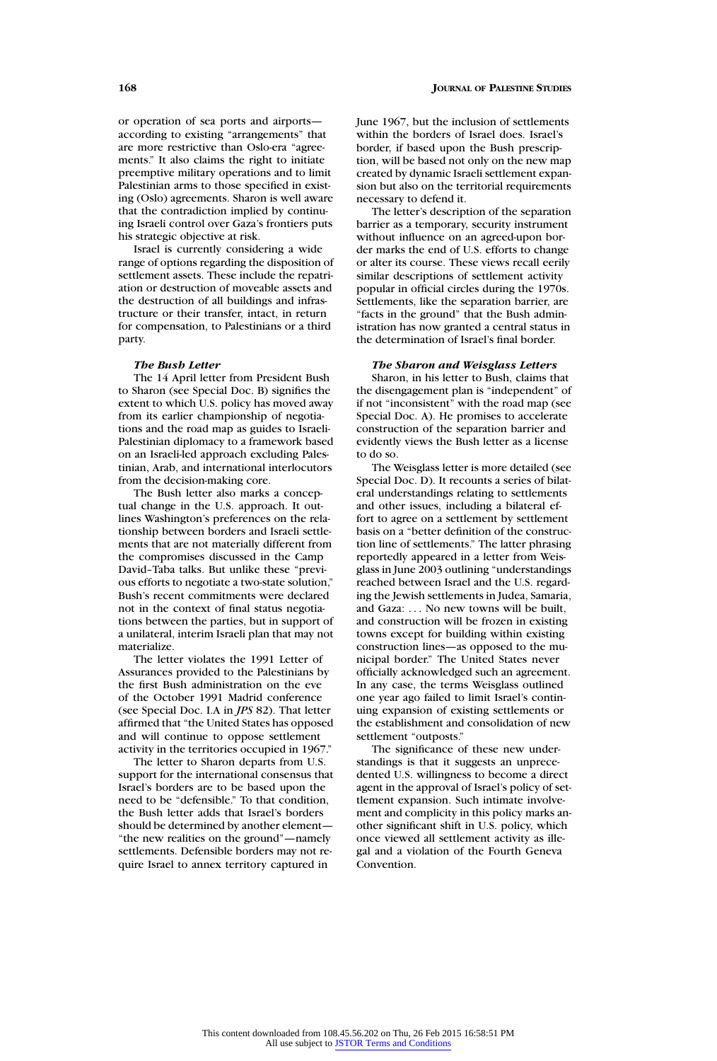or operation of sea ports and airports—according to existing "arrangements" that are more restrictive than Oslo-era "agreements." It also claims the right to initiate preemptive military operations and to limit Palestinian arms to those specified in existing (Oslo) agreements. Sharon is well aware that the contradiction implied by continuing Israeli control over Gaza's frontiers puts his strategic objective at risk.

Israel is currently considering a wide range of options regarding the disposition of settlement assets. These include the repatriation or destruction of moveable assets and the destruction of all buildings and infrastructure or their transfer, intact, in return for compensation, to Palestinians or a third party.

### *The Bush Letter*

The 14 April letter from President Bush to Sharon (see Special Doc. B) signifies the extent to which U.S. policy has moved away from its earlier championship of negotiations and the road map as guides to Israeli-Palestinian diplomacy to a framework based on an Israeli-led approach excluding Palestinian, Arab, and international interlocutors from the decision-making core.

The Bush letter also marks a conceptual change in the U.S. approach. It outlines Washington's preferences on the relationship between borders and Israeli settlements that are not materially different from the compromises discussed in the Camp David–Taba talks. But unlike these "previous efforts to negotiate a two-state solution," Bush's recent commitments were declared not in the context of final status negotiations between the parties, but in support of a unilateral, interim Israeli plan that may not materialize.

The letter violates the 1991 Letter of Assurances provided to the Palestinians by the first Bush administration on the eve of the October 1991 Madrid conference (see Special Doc. I.A in *JPS* 82). That letter affirmed that "the United States has opposed and will continue to oppose settlement activity in the territories occupied in 1967."

The letter to Sharon departs from U.S. support for the international consensus that Israel's borders are to be based upon the need to be "defensible." To that condition, the Bush letter adds that Israel's borders should be determined by another element—"the new realities on the ground"—namely settlements. Defensible borders may not require Israel to annex territory captured in June 1967, but the inclusion of settlements within the borders of Israel does. Israel's border, if based upon the Bush prescription, will be based not only on the new map created by dynamic Israeli settlement expansion but also on the territorial requirements necessary to defend it.

The letter's description of the separation barrier as a temporary, security instrument without influence on an agreed-upon border marks the end of U.S. efforts to change or alter its course. These views recall eerily similar descriptions of settlement activity popular in official circles during the 1970s. Settlements, like the separation barrier, are "facts in the ground" that the Bush administration has now granted a central status in the determination of Israel's final border.

### *The Sharon and Weisglass Letters*

Sharon, in his letter to Bush, claims that the disengagement plan is "independent" of if not "inconsistent" with the road map (see Special Doc. A). He promises to accelerate construction of the separation barrier and evidently views the Bush letter as a license to do so.

The Weisglass letter is more detailed (see Special Doc. D). It recounts a series of bilateral understandings relating to settlements and other issues, including a bilateral effort to agree on a settlement by settlement basis on a "better definition of the construction line of settlements." The latter phrasing reportedly appeared in a letter from Weisglass in June 2003 outlining "understandings reached between Israel and the U.S. regarding the Jewish settlements in Judea, Samaria, and Gaza: . . . No new towns will be built, and construction will be frozen in existing towns except for building within existing construction lines—as opposed to the municipal border." The United States never officially acknowledged such an agreement. In any case, the terms Weisglass outlined one year ago failed to limit Israel's continuing expansion of existing settlements or the establishment and consolidation of new settlement "outposts."

The significance of these new understandings is that it suggests an unprecedented U.S. willingness to become a direct agent in the approval of Israel's policy of settlement expansion. Such intimate involvement and complicity in this policy marks another significant shift in U.S. policy, which once viewed all settlement activity as illegal and a violation of the Fourth Geneva Convention.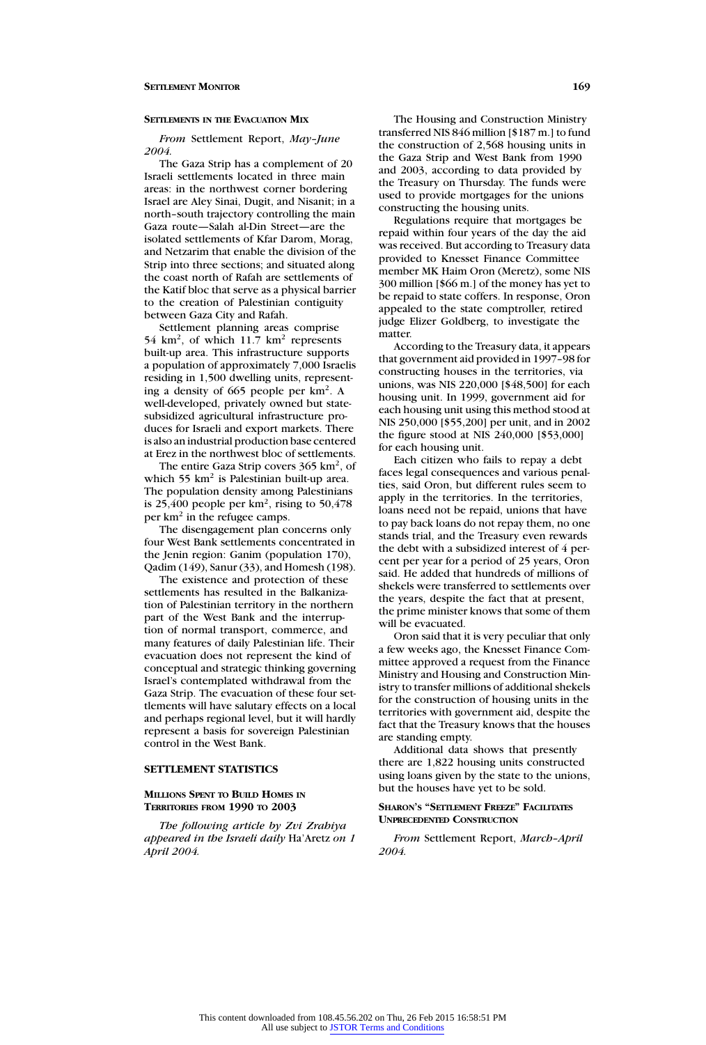### Settlements in the Evacuation Mix

*From* Settlement Report, *May–June 2004.*

The Gaza Strip has a complement of 20 Israeli settlements located in three main areas: in the northwest corner bordering Israel are Aley Sinai, Dugit, and Nisanit; in a north–south trajectory controlling the main Gaza route—Salah al-Din Street—are the isolated settlements of Kfar Darom, Morag, and Netzarim that enable the division of the Strip into three sections; and situated along the coast north of Rafah are settlements of the Katif bloc that serve as a physical barrier to the creation of Palestinian contiguity between Gaza City and Rafah.

Settlement planning areas comprise 54 $km^2$, of which 11.7 $km^2$ represents built-up area. This infrastructure supports a population of approximately 7,000 Israelis residing in 1,500 dwelling units, representing a density of 665 people per $km^2$. A well-developed, privately owned but state-subsidized agricultural infrastructure produces for Israeli and export markets. There is also an industrial production base centered at Erez in the northwest bloc of settlements.

The entire Gaza Strip covers 365 $km^2$, of which 55 $km^2$ is Palestinian built-up area. The population density among Palestinians is 25,400 people per $km^2$, rising to 50,478 per $km^2$ in the refugee camps.

The disengagement plan concerns only four West Bank settlements concentrated in the Jenin region: Ganim (population 170), Qadim (149), Sanur (33), and Homesh (198).

The existence and protection of these settlements has resulted in the Balkanization of Palestinian territory in the northern part of the West Bank and the interruption of normal transport, commerce, and many features of daily Palestinian life. Their evacuation does not represent the kind of conceptual and strategic thinking governing Israel's contemplated withdrawal from the Gaza Strip. The evacuation of these four settlements will have salutary effects on a local and perhaps regional level, but it will hardly represent a basis for sovereign Palestinian control in the West Bank.

## SETTLEMENT STATISTICS

### Millions Spent to Build Homes in Territories from 1990 to 2003

*The following article by Zvi Zrahiya appeared in the Israeli daily* Ha'Aretz *on 1 April 2004.*

The Housing and Construction Ministry transferred NIS 846 million [$187 m.] to fund the construction of 2,568 housing units in the Gaza Strip and West Bank from 1990 and 2003, according to data provided by the Treasury on Thursday. The funds were used to provide mortgages for the unions constructing the housing units.

Regulations require that mortgages be repaid within four years of the day the aid was received. But according to Treasury data provided to Knesset Finance Committee member MK Haim Oron (Meretz), some NIS 300 million [$66 m.] of the money has yet to be repaid to state coffers. In response, Oron appealed to the state comptroller, retired judge Elizer Goldberg, to investigate the matter.

According to the Treasury data, it appears that government aid provided in 1997–98 for constructing houses in the territories, via unions, was NIS 220,000 [$48,500] for each housing unit. In 1999, government aid for each housing unit using this method stood at NIS 250,000 [$55,200] per unit, and in 2002 the figure stood at NIS 240,000 [$53,000] for each housing unit.

Each citizen who fails to repay a debt faces legal consequences and various penalties, said Oron, but different rules seem to apply in the territories. In the territories, loans need not be repaid, unions that have to pay back loans do not repay them, no one stands trial, and the Treasury even rewards the debt with a subsidized interest of 4 percent per year for a period of 25 years, Oron said. He added that hundreds of millions of shekels were transferred to settlements over the years, despite the fact that at present, the prime minister knows that some of them will be evacuated.

Oron said that it is very peculiar that only a few weeks ago, the Knesset Finance Committee approved a request from the Finance Ministry and Housing and Construction Ministry to transfer millions of additional shekels for the construction of housing units in the territories with government aid, despite the fact that the Treasury knows that the houses are standing empty.

Additional data shows that presently there are 1,822 housing units constructed using loans given by the state to the unions, but the houses have yet to be sold.

### Sharon's "Settlement Freeze" Facilitates Unprecedented Construction

*From* Settlement Report, *March–April 2004.*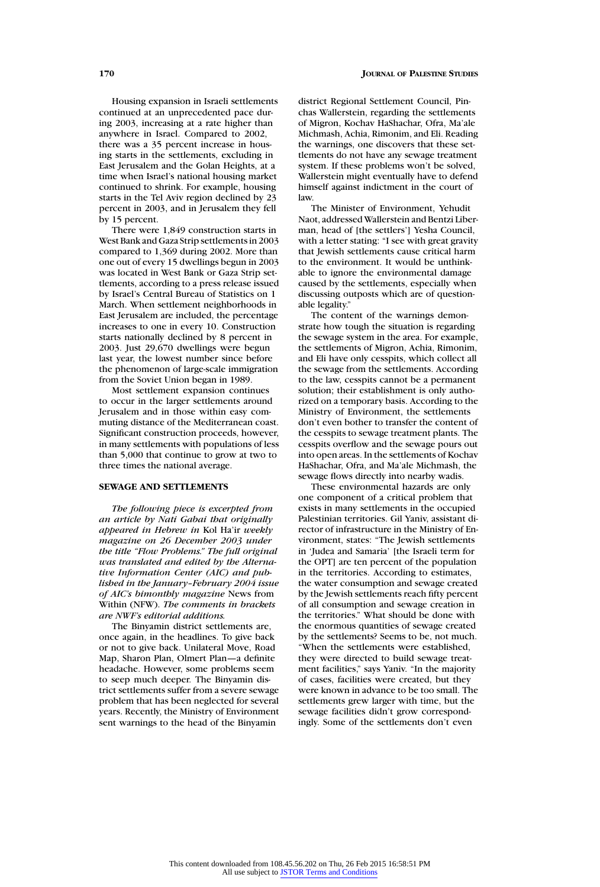Housing expansion in Israeli settlements continued at an unprecedented pace during 2003, increasing at a rate higher than anywhere in Israel. Compared to 2002, there was a 35 percent increase in housing starts in the settlements, excluding in East Jerusalem and the Golan Heights, at a time when Israel's national housing market continued to shrink. For example, housing starts in the Tel Aviv region declined by 23 percent in 2003, and in Jerusalem they fell by 15 percent.

There were 1,849 construction starts in West Bank and Gaza Strip settlements in 2003 compared to 1,369 during 2002. More than one out of every 15 dwellings begun in 2003 was located in West Bank or Gaza Strip settlements, according to a press release issued by Israel's Central Bureau of Statistics on 1 March. When settlement neighborhoods in East Jerusalem are included, the percentage increases to one in every 10. Construction starts nationally declined by 8 percent in 2003. Just 29,670 dwellings were begun last year, the lowest number since before the phenomenon of large-scale immigration from the Soviet Union began in 1989.

Most settlement expansion continues to occur in the larger settlements around Jerusalem and in those within easy commuting distance of the Mediterranean coast. Significant construction proceeds, however, in many settlements with populations of less than 5,000 that continue to grow at two to three times the national average.

## SEWAGE AND SETTLEMENTS

*The following piece is excerpted from an article by Nati Gabai that originally appeared in Hebrew in* Kol Ha'ir *weekly magazine on 26 December 2003 under the title "Flow Problems." The full original was translated and edited by the Alternative Information Center (AIC) and published in the January–February 2004 issue of AIC's bimonthly magazine* News from Within (NFW). *The comments in brackets are NWF's editorial additions.*

The Binyamin district settlements are, once again, in the headlines. To give back or not to give back. Unilateral Move, Road Map, Sharon Plan, Olmert Plan—a definite headache. However, some problems seem to seep much deeper. The Binyamin district settlements suffer from a severe sewage problem that has been neglected for several years. Recently, the Ministry of Environment sent warnings to the head of the Binyamin district Regional Settlement Council, Pinchas Wallerstein, regarding the settlements of Migron, Kochav HaShachar, Ofra, Ma'ale Michmash, Achia, Rimonim, and Eli. Reading the warnings, one discovers that these settlements do not have any sewage treatment system. If these problems won't be solved, Wallerstein might eventually have to defend himself against indictment in the court of law.

The Minister of Environment, Yehudit Naot, addressed Wallerstein and Bentzi Liberman, head of [the settlers'] Yesha Council, with a letter stating: "I see with great gravity that Jewish settlements cause critical harm to the environment. It would be unthinkable to ignore the environmental damage caused by the settlements, especially when discussing outposts which are of questionable legality."

The content of the warnings demonstrate how tough the situation is regarding the sewage system in the area. For example, the settlements of Migron, Achia, Rimonim, and Eli have only cesspits, which collect all the sewage from the settlements. According to the law, cesspits cannot be a permanent solution; their establishment is only authorized on a temporary basis. According to the Ministry of Environment, the settlements don't even bother to transfer the content of the cesspits to sewage treatment plants. The cesspits overflow and the sewage pours out into open areas. In the settlements of Kochav HaShachar, Ofra, and Ma'ale Michmash, the sewage flows directly into nearby wadis.

These environmental hazards are only one component of a critical problem that exists in many settlements in the occupied Palestinian territories. Gil Yaniv, assistant director of infrastructure in the Ministry of Environment, states: "The Jewish settlements in 'Judea and Samaria' [the Israeli term for the OPT] are ten percent of the population in the territories. According to estimates, the water consumption and sewage created by the Jewish settlements reach fifty percent of all consumption and sewage creation in the territories." What should be done with the enormous quantities of sewage created by the settlements? Seems to be, not much. "When the settlements were established, they were directed to build sewage treatment facilities," says Yaniv. "In the majority of cases, facilities were created, but they were known in advance to be too small. The settlements grew larger with time, but the sewage facilities didn't grow correspondingly. Some of the settlements don't even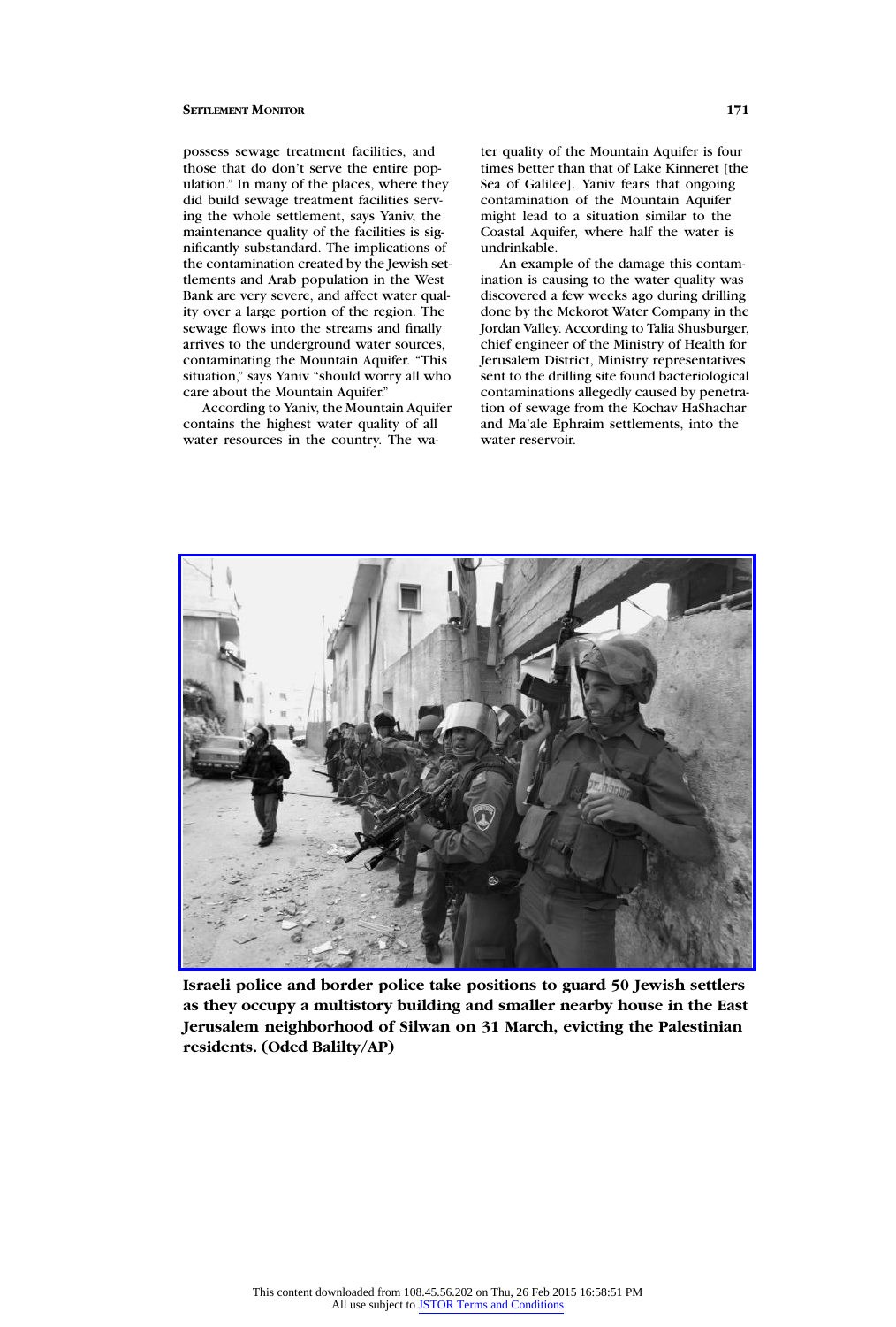possess sewage treatment facilities, and those that do don't serve the entire population." In many of the places, where they did build sewage treatment facilities serving the whole settlement, says Yaniv, the maintenance quality of the facilities is significantly substandard. The implications of the contamination created by the Jewish settlements and Arab population in the West Bank are very severe, and affect water quality over a large portion of the region. The sewage flows into the streams and finally arrives to the underground water sources, contaminating the Mountain Aquifer. "This situation," says Yaniv "should worry all who care about the Mountain Aquifer."

According to Yaniv, the Mountain Aquifer contains the highest water quality of all water resources in the country. The water quality of the Mountain Aquifer is four times better than that of Lake Kinneret [the Sea of Galilee]. Yaniv fears that ongoing contamination of the Mountain Aquifer might lead to a situation similar to the Coastal Aquifer, where half the water is undrinkable.

An example of the damage this contamination is causing to the water quality was discovered a few weeks ago during drilling done by the Mekorot Water Company in the Jordan Valley. According to Talia Shusburger, chief engineer of the Ministry of Health for Jerusalem District, Ministry representatives sent to the drilling site found bacteriological contaminations allegedly caused by penetration of sewage from the Kochav HaShachar and Ma'ale Ephraim settlements, into the water reservoir.

**Israeli police and border police take positions to guard 50 Jewish settlers as they occupy a multistory building and smaller nearby house in the East Jerusalem neighborhood of Silwan on 31 March, evicting the Palestinian residents. (Oded Balilty/AP)**